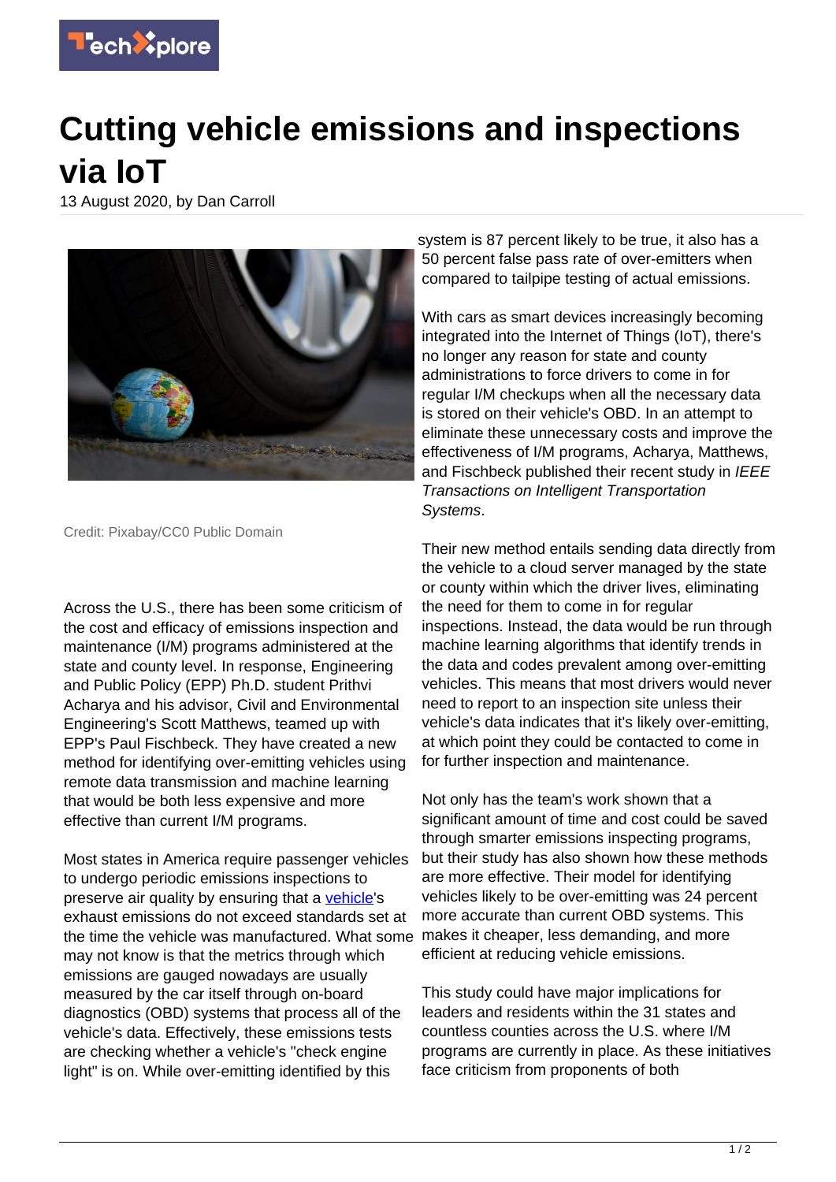# Cutting vehicle emissions and inspections via IoT

13 August 2020, by Dan Carroll

Credit: Pixabay/CC0 Public Domain

Across the U.S., there has been some criticism of the cost and efficacy of emissions inspection and maintenance (I/M) programs administered at the state and county level. In response, Engineering and Public Policy (EPP) Ph.D. student Prithvi Acharya and his advisor, Civil and Environmental Engineering's Scott Matthews, teamed up with EPP's Paul Fischbeck. They have created a new method for identifying over-emitting vehicles using remote data transmission and machine learning that would be both less expensive and more effective than current I/M programs.

Most states in America require passenger vehicles to undergo periodic emissions inspections to preserve air quality by ensuring that a vehicle's exhaust emissions do not exceed standards set at the time the vehicle was manufactured. What some may not know is that the metrics through which emissions are gauged nowadays are usually measured by the car itself through on-board diagnostics (OBD) systems that process all of the vehicle's data. Effectively, these emissions tests are checking whether a vehicle's "check engine light" is on. While over-emitting identified by this system is 87 percent likely to be true, it also has a 50 percent false pass rate of over-emitters when compared to tailpipe testing of actual emissions.

With cars as smart devices increasingly becoming integrated into the Internet of Things (IoT), there's no longer any reason for state and county administrations to force drivers to come in for regular I/M checkups when all the necessary data is stored on their vehicle's OBD. In an attempt to eliminate these unnecessary costs and improve the effectiveness of I/M programs, Acharya, Matthews, and Fischbeck published their recent study in *IEEE Transactions on Intelligent Transportation Systems*.

Their new method entails sending data directly from the vehicle to a cloud server managed by the state or county within which the driver lives, eliminating the need for them to come in for regular inspections. Instead, the data would be run through machine learning algorithms that identify trends in the data and codes prevalent among over-emitting vehicles. This means that most drivers would never need to report to an inspection site unless their vehicle's data indicates that it's likely over-emitting, at which point they could be contacted to come in for further inspection and maintenance.

Not only has the team's work shown that a significant amount of time and cost could be saved through smarter emissions inspecting programs, but their study has also shown how these methods are more effective. Their model for identifying vehicles likely to be over-emitting was 24 percent more accurate than current OBD systems. This makes it cheaper, less demanding, and more efficient at reducing vehicle emissions.

This study could have major implications for leaders and residents within the 31 states and countless counties across the U.S. where I/M programs are currently in place. As these initiatives face criticism from proponents of both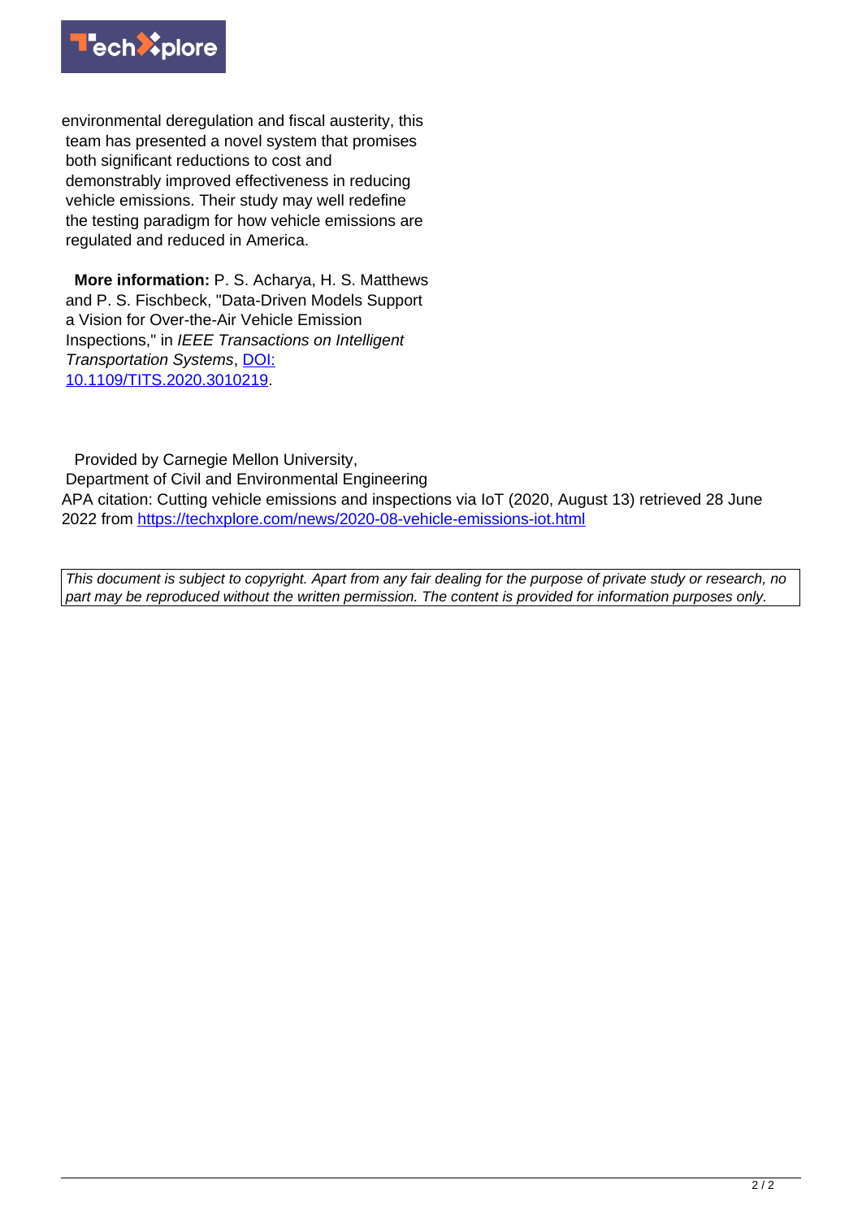environmental deregulation and fiscal austerity, this team has presented a novel system that promises both significant reductions to cost and demonstrably improved effectiveness in reducing vehicle emissions. Their study may well redefine the testing paradigm for how vehicle emissions are regulated and reduced in America.

**More information:** P. S. Acharya, H. S. Matthews and P. S. Fischbeck, "Data-Driven Models Support a Vision for Over-the-Air Vehicle Emission Inspections," in *IEEE Transactions on Intelligent Transportation Systems*, [DOI: 10.1109/TITS.2020.3010219](https://doi.org/10.1109/TITS.2020.3010219).

Provided by Carnegie Mellon University, Department of Civil and Environmental Engineering

APA citation: Cutting vehicle emissions and inspections via IoT (2020, August 13) retrieved 28 June 2022 from https://techxplore.com/news/2020-08-vehicle-emissions-iot.html

*This document is subject to copyright. Apart from any fair dealing for the purpose of private study or research, no part may be reproduced without the written permission. The content is provided for information purposes only.*